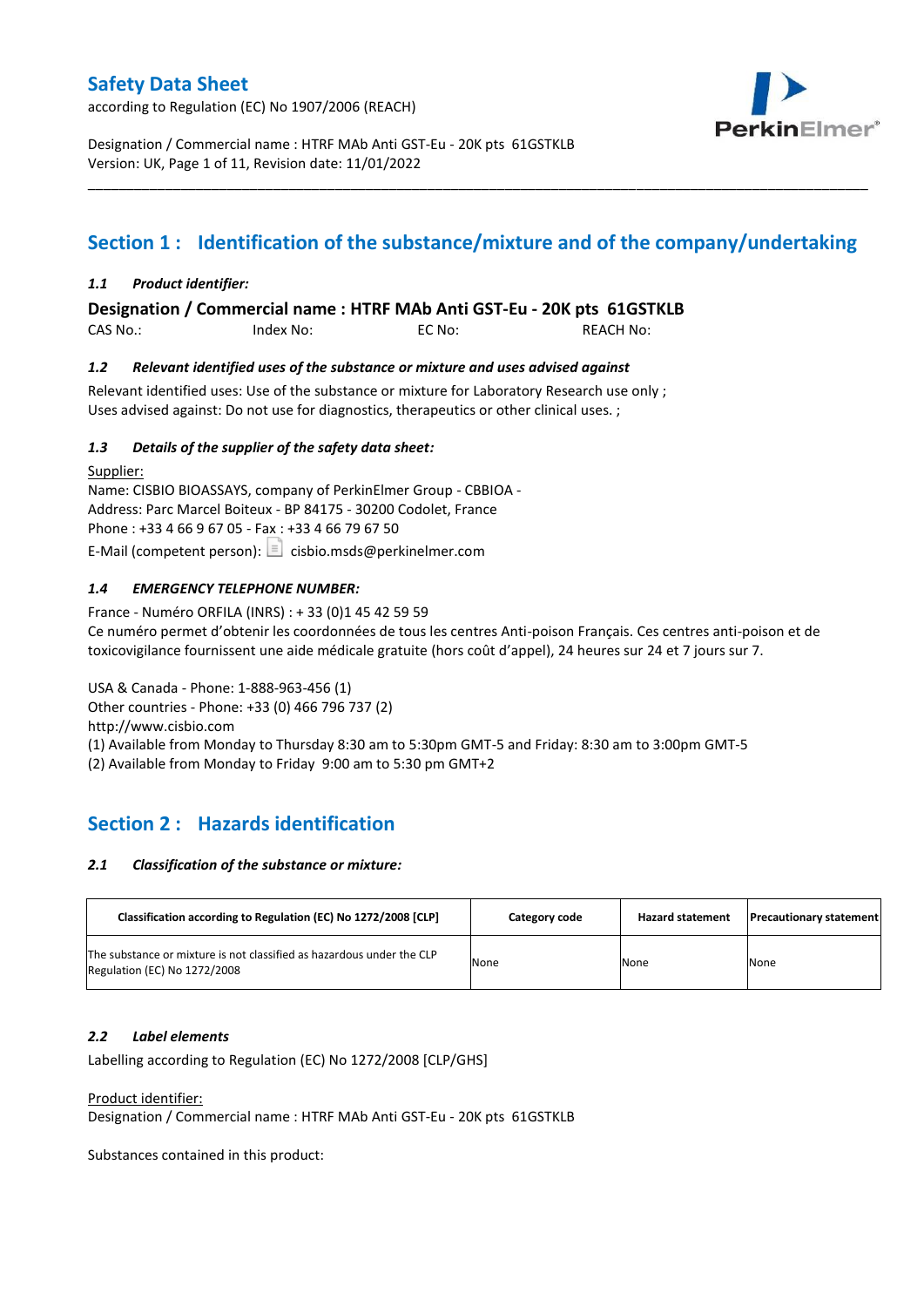# Safety Data Sheet

according to Regulation (EC) No 1907/2006 (REACH)

Designation / Commercial name : HTRF MAb Anti GST-Eu - 20K pts 61GSTKLB
Version: UK, Page 1 of 11, Revision date: 11/01/2022

## Section 1 : Identification of the substance/mixture and of the company/undertaking

### *1.1 Product identifier:*

**Designation / Commercial name : HTRF MAb Anti GST-Eu - 20K pts 61GSTKLB**

CAS No.: Index No: EC No: REACH No:

### *1.2 Relevant identified uses of the substance or mixture and uses advised against*

Relevant identified uses: Use of the substance or mixture for Laboratory Research use only ;
Uses advised against: Do not use for diagnostics, therapeutics or other clinical uses. ;

### *1.3 Details of the supplier of the safety data sheet:*

Supplier:
Name: CISBIO BIOASSAYS, company of PerkinElmer Group - CBBIOA -
Address: Parc Marcel Boiteux - BP 84175 - 30200 Codolet, France
Phone : +33 4 66 9 67 05 - Fax : +33 4 66 79 67 50
E-Mail (competent person): cisbio.msds@perkinelmer.com

### *1.4 EMERGENCY TELEPHONE NUMBER:*

France - Numéro ORFILA (INRS) : + 33 (0)1 45 42 59 59
Ce numéro permet d'obtenir les coordonnées de tous les centres Anti-poison Français. Ces centres anti-poison et de toxicovigilance fournissent une aide médicale gratuite (hors coût d'appel), 24 heures sur 24 et 7 jours sur 7.

USA & Canada - Phone: 1-888-963-456 (1)
Other countries - Phone: +33 (0) 466 796 737 (2)
http://www.cisbio.com
(1) Available from Monday to Thursday 8:30 am to 5:30pm GMT-5 and Friday: 8:30 am to 3:00pm GMT-5
(2) Available from Monday to Friday 9:00 am to 5:30 pm GMT+2

## Section 2 : Hazards identification

### *2.1 Classification of the substance or mixture:*

| Classification according to Regulation (EC) No 1272/2008 [CLP] | Category code | Hazard statement | Precautionary statement |
|---|---|---|---|
| The substance or mixture is not classified as hazardous under the CLP Regulation (EC) No 1272/2008 | None | None | None |

### *2.2 Label elements*

Labelling according to Regulation (EC) No 1272/2008 [CLP/GHS]

Product identifier:
Designation / Commercial name : HTRF MAb Anti GST-Eu - 20K pts 61GSTKLB

Substances contained in this product: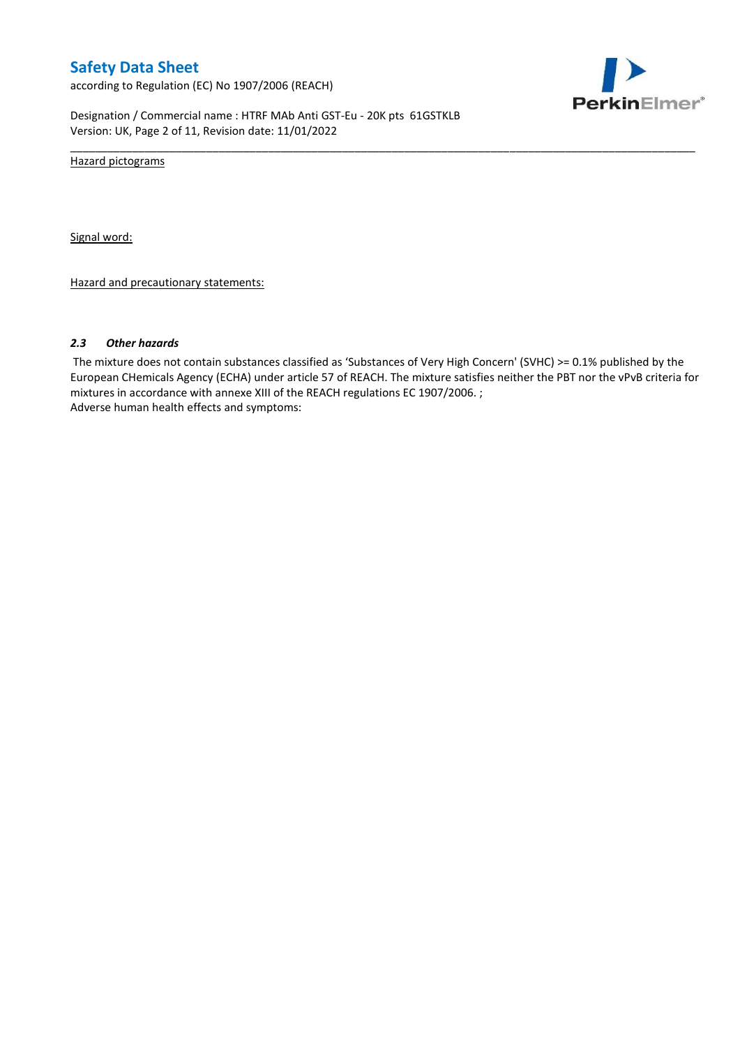Hazard pictograms

Signal word:

Hazard and precautionary statements:

### *2.3 Other hazards*

The mixture does not contain substances classified as 'Substances of Very High Concern' (SVHC) >= 0.1% published by the European CHemicals Agency (ECHA) under article 57 of REACH. The mixture satisfies neither the PBT nor the vPvB criteria for mixtures in accordance with annexe XIII of the REACH regulations EC 1907/2006. ;
Adverse human health effects and symptoms: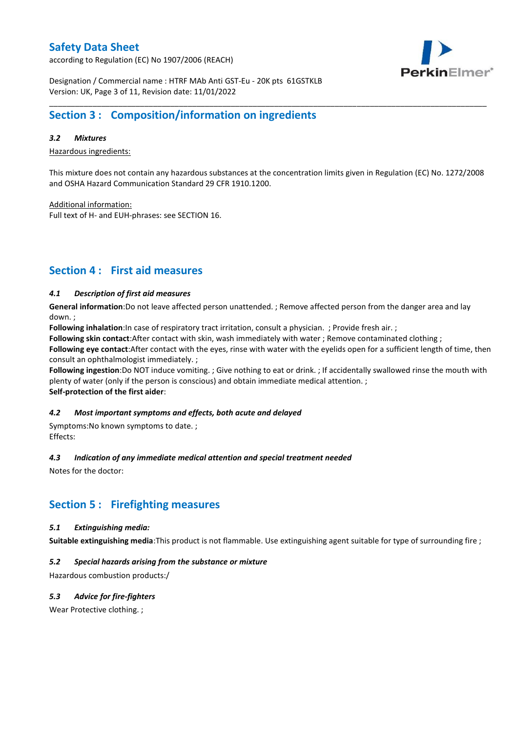## Section 3 : Composition/information on ingredients

### *3.2 Mixtures*

Hazardous ingredients:

This mixture does not contain any hazardous substances at the concentration limits given in Regulation (EC) No. 1272/2008 and OSHA Hazard Communication Standard 29 CFR 1910.1200.

Additional information:
Full text of H- and EUH-phrases: see SECTION 16.

## Section 4 : First aid measures

### *4.1 Description of first aid measures*

**General information**:Do not leave affected person unattended. ; Remove affected person from the danger area and lay down. ;
**Following inhalation**:In case of respiratory tract irritation, consult a physician. ; Provide fresh air. ;
**Following skin contact**:After contact with skin, wash immediately with water ; Remove contaminated clothing ;
**Following eye contact**:After contact with the eyes, rinse with water with the eyelids open for a sufficient length of time, then consult an ophthalmologist immediately. ;
**Following ingestion**:Do NOT induce vomiting. ; Give nothing to eat or drink. ; If accidentally swallowed rinse the mouth with plenty of water (only if the person is conscious) and obtain immediate medical attention. ;
**Self-protection of the first aider**:

### *4.2 Most important symptoms and effects, both acute and delayed*

Symptoms:No known symptoms to date. ;
Effects:

### *4.3 Indication of any immediate medical attention and special treatment needed*

Notes for the doctor:

## Section 5 : Firefighting measures

### *5.1 Extinguishing media:*

**Suitable extinguishing media**:This product is not flammable. Use extinguishing agent suitable for type of surrounding fire ;

### *5.2 Special hazards arising from the substance or mixture*

Hazardous combustion products:/

### *5.3 Advice for fire-fighters*

Wear Protective clothing. ;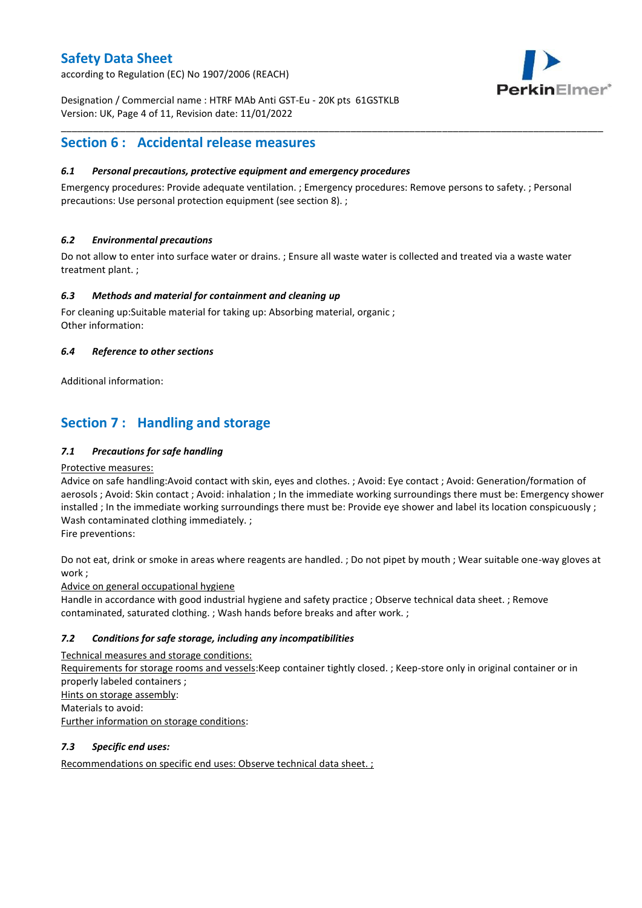## Section 6 : Accidental release measures

### *6.1 Personal precautions, protective equipment and emergency procedures*

Emergency procedures: Provide adequate ventilation. ; Emergency procedures: Remove persons to safety. ; Personal precautions: Use personal protection equipment (see section 8). ;

### *6.2 Environmental precautions*

Do not allow to enter into surface water or drains. ; Ensure all waste water is collected and treated via a waste water treatment plant. ;

### *6.3 Methods and material for containment and cleaning up*

For cleaning up:Suitable material for taking up: Absorbing material, organic ;
Other information:

### *6.4 Reference to other sections*

Additional information:

## Section 7 : Handling and storage

### *7.1 Precautions for safe handling*

Protective measures:
Advice on safe handling:Avoid contact with skin, eyes and clothes. ; Avoid: Eye contact ; Avoid: Generation/formation of aerosols ; Avoid: Skin contact ; Avoid: inhalation ; In the immediate working surroundings there must be: Emergency shower installed ; In the immediate working surroundings there must be: Provide eye shower and label its location conspicuously ; Wash contaminated clothing immediately. ;
Fire preventions:

Do not eat, drink or smoke in areas where reagents are handled. ; Do not pipet by mouth ; Wear suitable one-way gloves at work ;
Advice on general occupational hygiene
Handle in accordance with good industrial hygiene and safety practice ; Observe technical data sheet. ; Remove contaminated, saturated clothing. ; Wash hands before breaks and after work. ;

### *7.2 Conditions for safe storage, including any incompatibilities*

Technical measures and storage conditions:
Requirements for storage rooms and vessels:Keep container tightly closed. ; Keep-store only in original container or in properly labeled containers ;
Hints on storage assembly:
Materials to avoid:
Further information on storage conditions:

### *7.3 Specific end uses:*

Recommendations on specific end uses: Observe technical data sheet. ;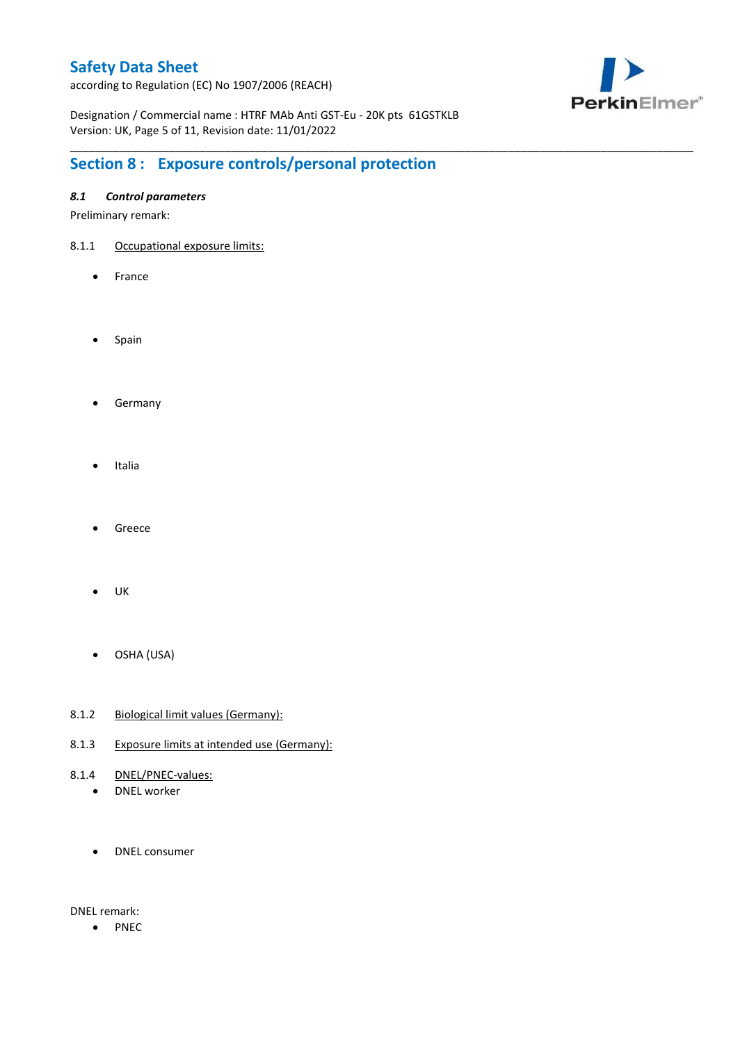## Section 8 : Exposure controls/personal protection

### *8.1 Control parameters*

Preliminary remark:

8.1.1 Occupational exposure limits:

- France

- Spain

- Germany

- Italia

- Greece

- UK

- OSHA (USA)

8.1.2 Biological limit values (Germany):

8.1.3 Exposure limits at intended use (Germany):

8.1.4 DNEL/PNEC-values:

- DNEL worker

- DNEL consumer

DNEL remark:

- PNEC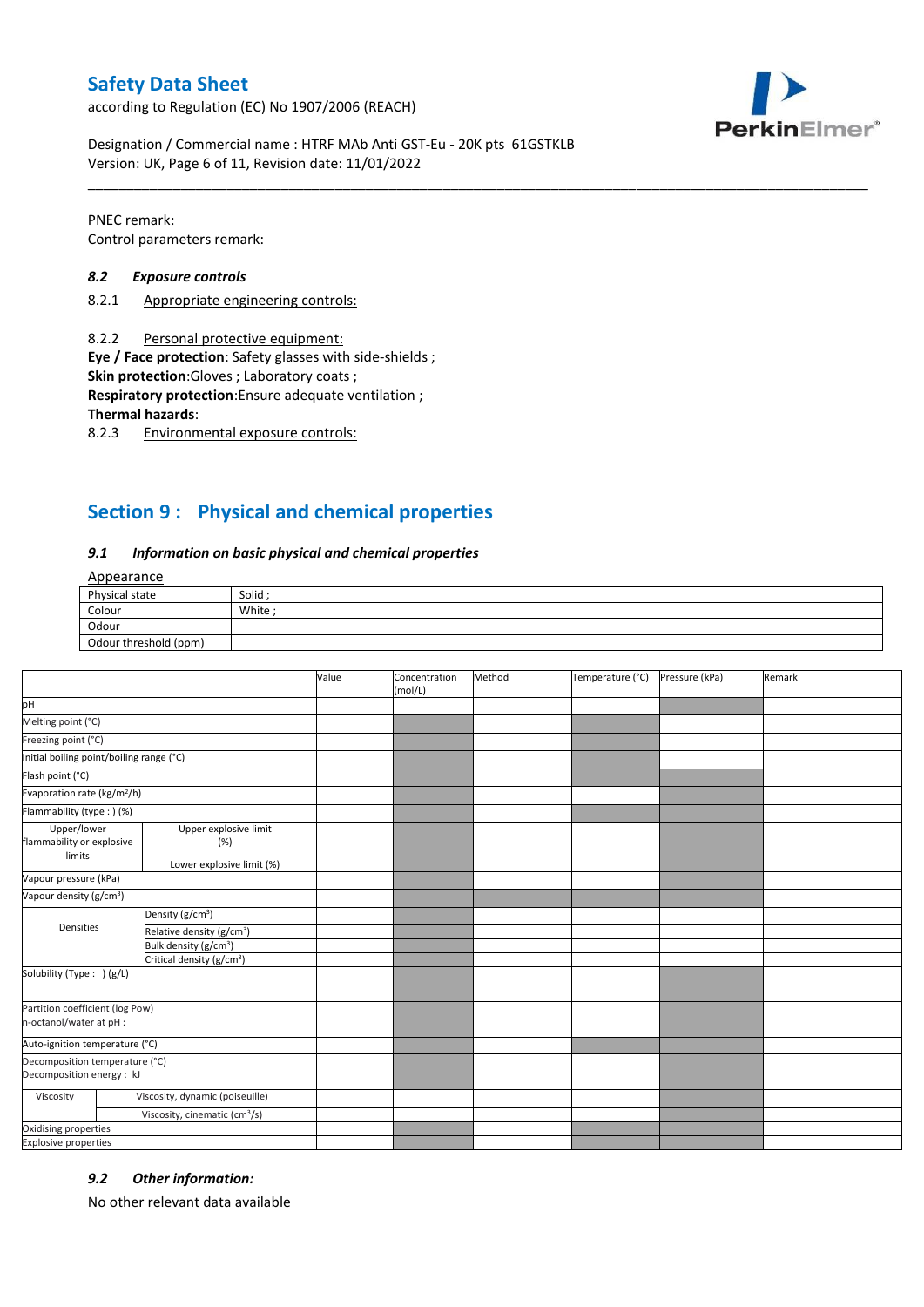PNEC remark:
Control parameters remark:

### 8.2 Exposure controls

8.2.1 Appropriate engineering controls:

8.2.2 Personal protective equipment:
**Eye / Face protection**: Safety glasses with side-shields ;
**Skin protection**:Gloves ; Laboratory coats ;
**Respiratory protection**:Ensure adequate ventilation ;
**Thermal hazards**:
8.2.3 Environmental exposure controls:

## Section 9 : Physical and chemical properties

### 9.1 Information on basic physical and chemical properties

Appearance

| Physical state | Solid ; |
|---|---|
| Colour | White ; |
| Odour | |
| Odour threshold (ppm) | |

| | | Value | Concentration (mol/L) | Method | Temperature (°C) | Pressure (kPa) | Remark |
|---|---|---|---|---|---|---|---|
| pH | | | | | | | |
| Melting point (°C) | | | | | | | |
| Freezing point (°C) | | | | | | | |
| Initial boiling point/boiling range (°C) | | | | | | | |
| Flash point (°C) | | | | | | | |
| Evaporation rate ($kg/m^2/h$) | | | | | | | |
| Flammability (type : ) (%) | | | | | | | |
| Upper/lower flammability or explosive limits | Upper explosive limit (%) | | | | | | |
| | Lower explosive limit (%) | | | | | | |
| Vapour pressure (kPa) | | | | | | | |
| Vapour density ($g/cm^3$) | | | | | | | |
| Densities | Density ($g/cm^3$) | | | | | | |
| | Relative density ($g/cm^3$) | | | | | | |
| | Bulk density ($g/cm^3$) | | | | | | |
| | Critical density ($g/cm^3$) | | | | | | |
| Solubility (Type : ) (g/L) | | | | | | | |
| Partition coefficient (log Pow) n-octanol/water at pH : | | | | | | | |
| Auto-ignition temperature (°C) | | | | | | | |
| Decomposition temperature (°C) Decomposition energy : kJ | | | | | | | |
| Viscosity | Viscosity, dynamic (poiseuille) | | | | | | |
| | Viscosity, cinematic ($cm^3/s$) | | | | | | |
| Oxidising properties | | | | | | | |
| Explosive properties | | | | | | | |

### 9.2 Other information:

No other relevant data available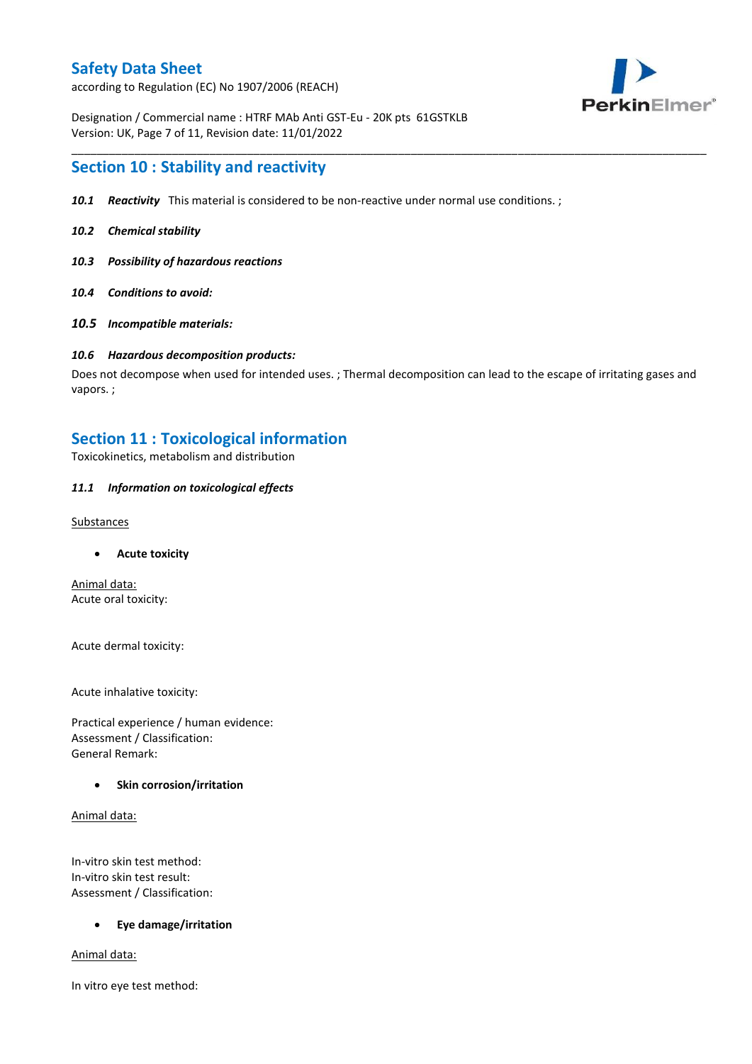## Section 10 : Stability and reactivity

***10.1 Reactivity*** This material is considered to be non-reactive under normal use conditions. ;

***10.2 Chemical stability***

***10.3 Possibility of hazardous reactions***

***10.4 Conditions to avoid:***

***10.5 Incompatible materials:***

***10.6 Hazardous decomposition products:***

Does not decompose when used for intended uses. ; Thermal decomposition can lead to the escape of irritating gases and vapors. ;

## Section 11 : Toxicological information

Toxicokinetics, metabolism and distribution

***11.1 Information on toxicological effects***

Substances

- **Acute toxicity**

Animal data:
Acute oral toxicity:

Acute dermal toxicity:

Acute inhalative toxicity:

Practical experience / human evidence:
Assessment / Classification:
General Remark:

- **Skin corrosion/irritation**

Animal data:

In-vitro skin test method:
In-vitro skin test result:
Assessment / Classification:

- **Eye damage/irritation**

Animal data:

In vitro eye test method: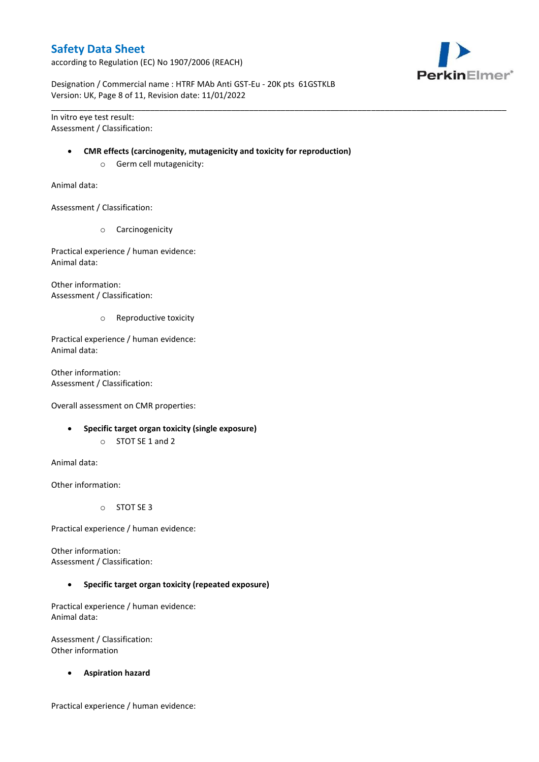In vitro eye test result:
Assessment / Classification:

- **CMR effects (carcinogenity, mutagenicity and toxicity for reproduction)**
  - Germ cell mutagenicity:

Animal data:

Assessment / Classification:

  - Carcinogenicity

Practical experience / human evidence:
Animal data:

Other information:
Assessment / Classification:

  - Reproductive toxicity

Practical experience / human evidence:
Animal data:

Other information:
Assessment / Classification:

Overall assessment on CMR properties:

- **Specific target organ toxicity (single exposure)**
  - STOT SE 1 and 2

Animal data:

Other information:

  - STOT SE 3

Practical experience / human evidence:

Other information:
Assessment / Classification:

- **Specific target organ toxicity (repeated exposure)**

Practical experience / human evidence:
Animal data:

Assessment / Classification:
Other information

- **Aspiration hazard**

Practical experience / human evidence: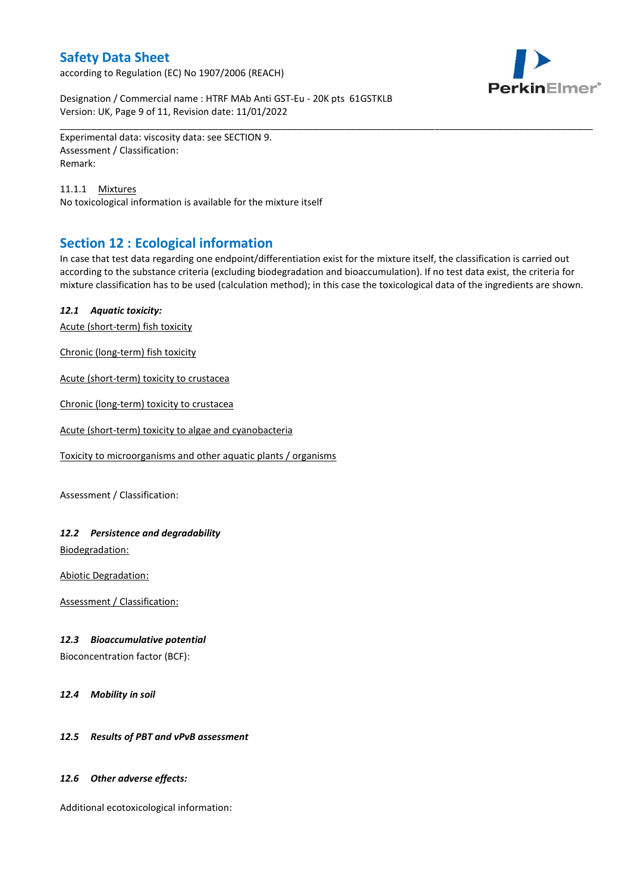Experimental data: viscosity data: see SECTION 9.
Assessment / Classification:
Remark:

11.1.1 Mixtures
No toxicological information is available for the mixture itself

## Section 12 : Ecological information

In case that test data regarding one endpoint/differentiation exist for the mixture itself, the classification is carried out according to the substance criteria (excluding biodegradation and bioaccumulation). If no test data exist, the criteria for mixture classification has to be used (calculation method); in this case the toxicological data of the ingredients are shown.

### *12.1 Aquatic toxicity:*

Acute (short-term) fish toxicity

Chronic (long-term) fish toxicity

Acute (short-term) toxicity to crustacea

Chronic (long-term) toxicity to crustacea

Acute (short-term) toxicity to algae and cyanobacteria

Toxicity to microorganisms and other aquatic plants / organisms

Assessment / Classification:

### *12.2 Persistence and degradability*

Biodegradation:

Abiotic Degradation:

Assessment / Classification:

### *12.3 Bioaccumulative potential*

Bioconcentration factor (BCF):

### *12.4 Mobility in soil*

### *12.5 Results of PBT and vPvB assessment*

### *12.6 Other adverse effects:*

Additional ecotoxicological information: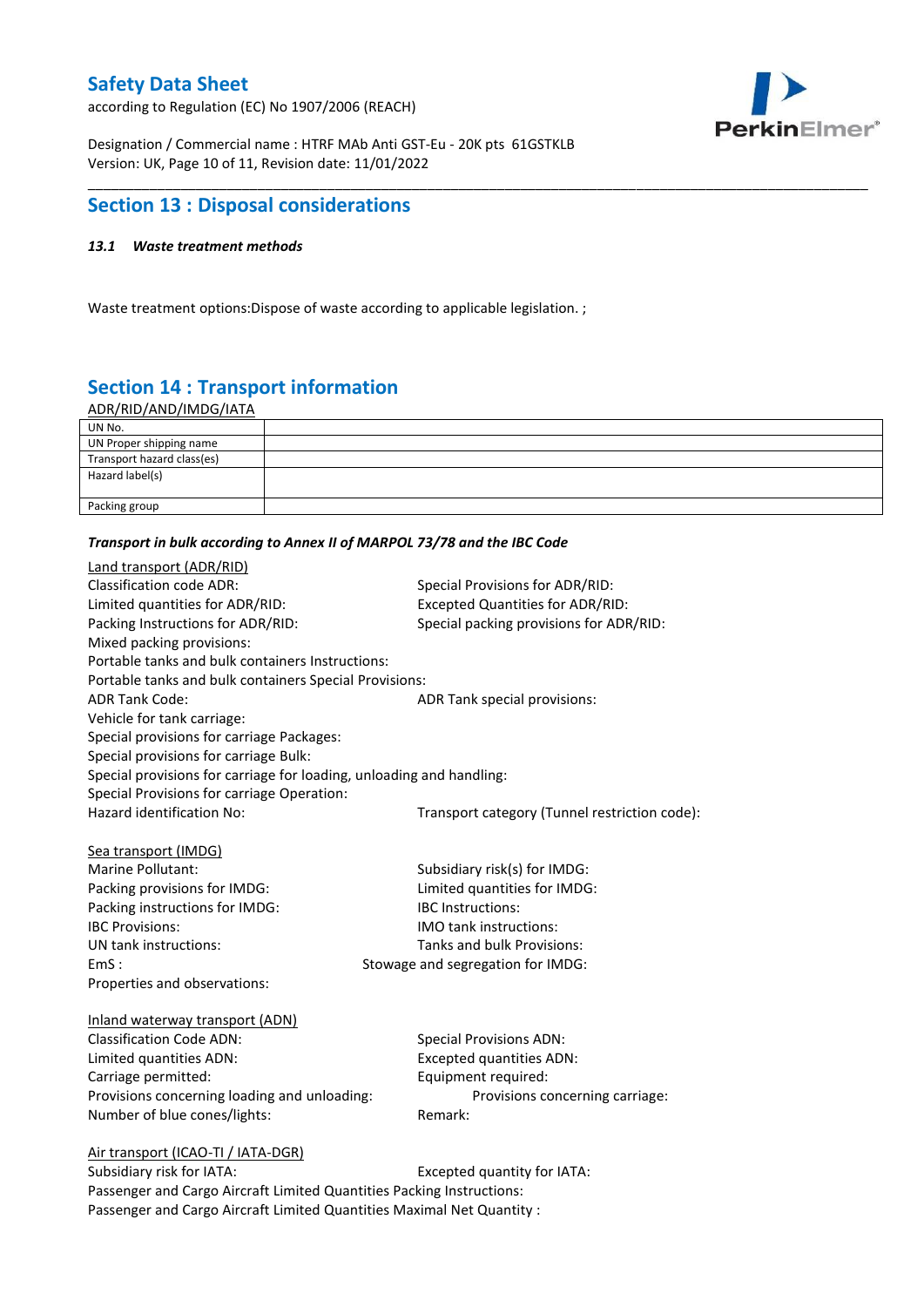## Section 13 : Disposal considerations

***13.1 Waste treatment methods***

Waste treatment options:Dispose of waste according to applicable legislation. ;

## Section 14 : Transport information

ADR/RID/AND/IMDG/IATA

| | |
|---|---|
| UN No. | |
| UN Proper shipping name | |
| Transport hazard class(es) | |
| Hazard label(s) | |
| Packing group | |

***Transport in bulk according to Annex II of MARPOL 73/78 and the IBC Code***

Land transport (ADR/RID)

Classification code ADR:
Special Provisions for ADR/RID:
Limited quantities for ADR/RID:
Excepted Quantities for ADR/RID:
Packing Instructions for ADR/RID:
Special packing provisions for ADR/RID:
Mixed packing provisions:
Portable tanks and bulk containers Instructions:
Portable tanks and bulk containers Special Provisions:
ADR Tank Code:
ADR Tank special provisions:
Vehicle for tank carriage:
Special provisions for carriage Packages:
Special provisions for carriage Bulk:
Special provisions for carriage for loading, unloading and handling:
Special Provisions for carriage Operation:
Hazard identification No:
Transport category (Tunnel restriction code):

Sea transport (IMDG)

Marine Pollutant:
Subsidiary risk(s) for IMDG:
Packing provisions for IMDG:
Limited quantities for IMDG:
Packing instructions for IMDG:
IBC Instructions:
IBC Provisions:
IMO tank instructions:
UN tank instructions:
Tanks and bulk Provisions:
EmS :
Stowage and segregation for IMDG:
Properties and observations:

Inland waterway transport (ADN)

Classification Code ADN:
Special Provisions ADN:
Limited quantities ADN:
Excepted quantities ADN:
Carriage permitted:
Equipment required:
Provisions concerning loading and unloading:
Provisions concerning carriage:
Number of blue cones/lights:
Remark:

Air transport (ICAO-TI / IATA-DGR)

Subsidiary risk for IATA:
Excepted quantity for IATA:
Passenger and Cargo Aircraft Limited Quantities Packing Instructions:
Passenger and Cargo Aircraft Limited Quantities Maximal Net Quantity :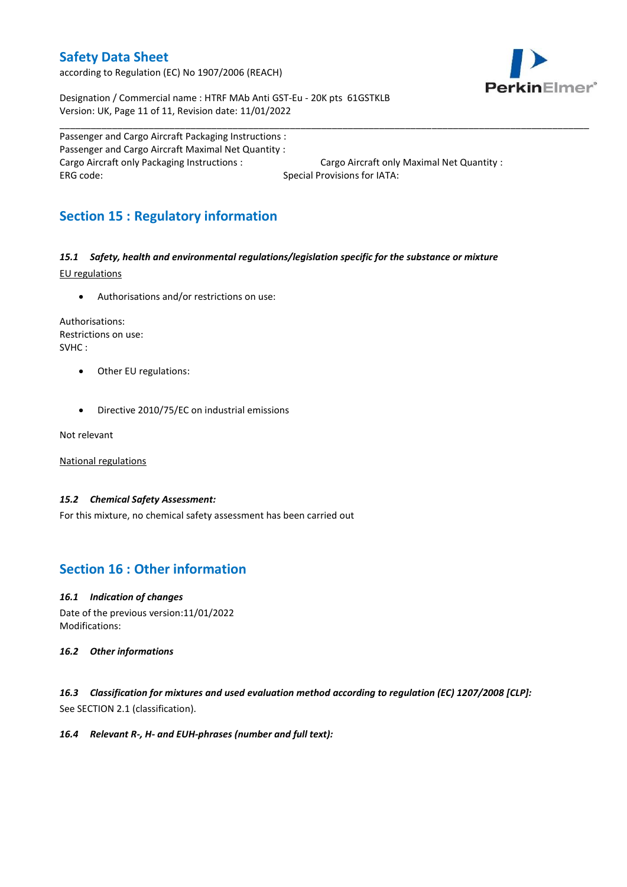Passenger and Cargo Aircraft Packaging Instructions :
Passenger and Cargo Aircraft Maximal Net Quantity :
Cargo Aircraft only Packaging Instructions : Cargo Aircraft only Maximal Net Quantity :
ERG code: Special Provisions for IATA:

## Section 15 : Regulatory information

### *15.1 Safety, health and environmental regulations/legislation specific for the substance or mixture*

EU regulations

- Authorisations and/or restrictions on use:

Authorisations:
Restrictions on use:
SVHC :

- Other EU regulations:

- Directive 2010/75/EC on industrial emissions

Not relevant

National regulations

### *15.2 Chemical Safety Assessment:*

For this mixture, no chemical safety assessment has been carried out

## Section 16 : Other information

### *16.1 Indication of changes*

Date of the previous version:11/01/2022
Modifications:

### *16.2 Other informations*

### *16.3 Classification for mixtures and used evaluation method according to regulation (EC) 1207/2008 [CLP]:*

See SECTION 2.1 (classification).

### *16.4 Relevant R-, H- and EUH-phrases (number and full text):*